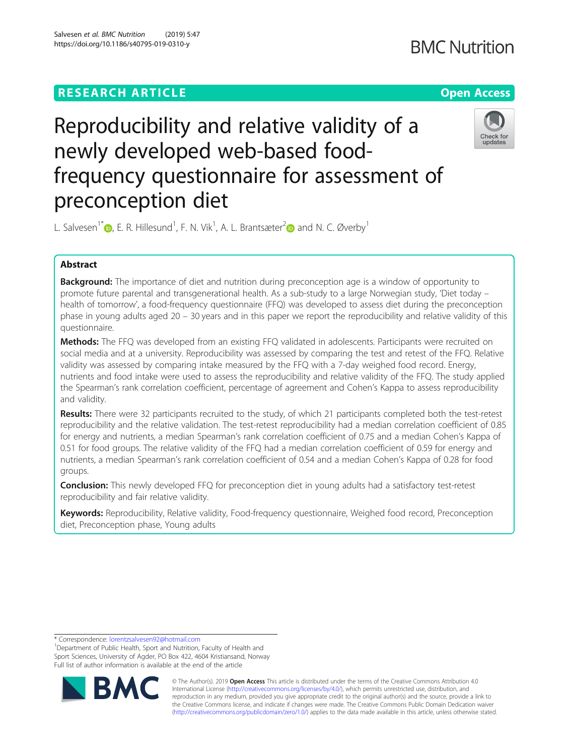RESEARCH ARTICLE

Open Access

# Reproducibility and relative validity of a newly developed web-based food-frequency questionnaire for assessment of preconception diet

L. Salvesen[1*], E. R. Hillesund[1], F. N. Vik[1], A. L. Brantsæter[2] and N. C. Øverby[1]

## Abstract

**Background:** The importance of diet and nutrition during preconception age is a window of opportunity to promote future parental and transgenerational health. As a sub-study to a large Norwegian study, 'Diet today – health of tomorrow', a food-frequency questionnaire (FFQ) was developed to assess diet during the preconception phase in young adults aged 20 – 30 years and in this paper we report the reproducibility and relative validity of this questionnaire.

**Methods:** The FFQ was developed from an existing FFQ validated in adolescents. Participants were recruited on social media and at a university. Reproducibility was assessed by comparing the test and retest of the FFQ. Relative validity was assessed by comparing intake measured by the FFQ with a 7-day weighed food record. Energy, nutrients and food intake were used to assess the reproducibility and relative validity of the FFQ. The study applied the Spearman's rank correlation coefficient, percentage of agreement and Cohen's Kappa to assess reproducibility and validity.

**Results:** There were 32 participants recruited to the study, of which 21 participants completed both the test-retest reproducibility and the relative validation. The test-retest reproducibility had a median correlation coefficient of 0.85 for energy and nutrients, a median Spearman's rank correlation coefficient of 0.75 and a median Cohen's Kappa of 0.51 for food groups. The relative validity of the FFQ had a median correlation coefficient of 0.59 for energy and nutrients, a median Spearman's rank correlation coefficient of 0.54 and a median Cohen's Kappa of 0.28 for food groups.

**Conclusion:** This newly developed FFQ for preconception diet in young adults had a satisfactory test-retest reproducibility and fair relative validity.

**Keywords:** Reproducibility, Relative validity, Food-frequency questionnaire, Weighed food record, Preconception diet, Preconception phase, Young adults

---

\* Correspondence: lorentzsalvesen92@hotmail.com

[1]Department of Public Health, Sport and Nutrition, Faculty of Health and Sport Sciences, University of Agder, PO Box 422, 4604 Kristiansand, Norway

Full list of author information is available at the end of the article

© The Author(s). 2019 **Open Access** This article is distributed under the terms of the Creative Commons Attribution 4.0 International License (http://creativecommons.org/licenses/by/4.0/), which permits unrestricted use, distribution, and reproduction in any medium, provided you give appropriate credit to the original author(s) and the source, provide a link to the Creative Commons license, and indicate if changes were made. The Creative Commons Public Domain Dedication waiver (http://creativecommons.org/publicdomain/zero/1.0/) applies to the data made available in this article, unless otherwise stated.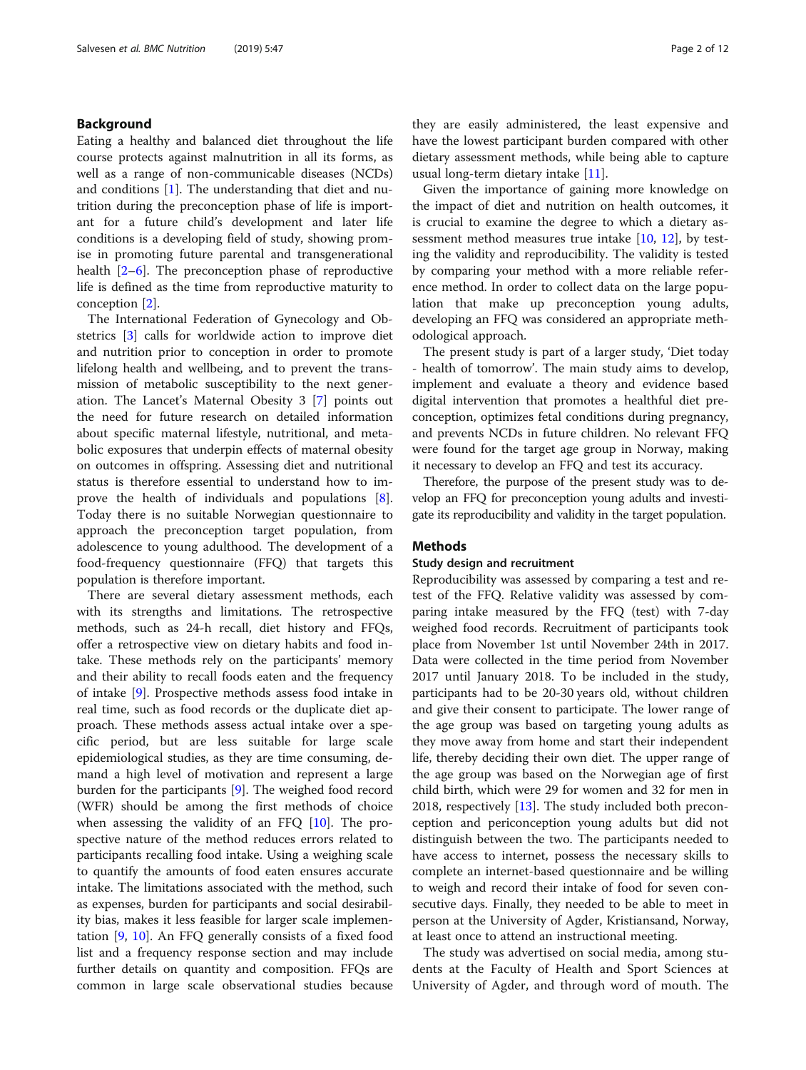## Background

Eating a healthy and balanced diet throughout the life course protects against malnutrition in all its forms, as well as a range of non-communicable diseases (NCDs) and conditions [1]. The understanding that diet and nutrition during the preconception phase of life is important for a future child's development and later life conditions is a developing field of study, showing promise in promoting future parental and transgenerational health [2–6]. The preconception phase of reproductive life is defined as the time from reproductive maturity to conception [2].

The International Federation of Gynecology and Obstetrics [3] calls for worldwide action to improve diet and nutrition prior to conception in order to promote lifelong health and wellbeing, and to prevent the transmission of metabolic susceptibility to the next generation. The Lancet's Maternal Obesity 3 [7] points out the need for future research on detailed information about specific maternal lifestyle, nutritional, and metabolic exposures that underpin effects of maternal obesity on outcomes in offspring. Assessing diet and nutritional status is therefore essential to understand how to improve the health of individuals and populations [8]. Today there is no suitable Norwegian questionnaire to approach the preconception target population, from adolescence to young adulthood. The development of a food-frequency questionnaire (FFQ) that targets this population is therefore important.

There are several dietary assessment methods, each with its strengths and limitations. The retrospective methods, such as 24-h recall, diet history and FFQs, offer a retrospective view on dietary habits and food intake. These methods rely on the participants' memory and their ability to recall foods eaten and the frequency of intake [9]. Prospective methods assess food intake in real time, such as food records or the duplicate diet approach. These methods assess actual intake over a specific period, but are less suitable for large scale epidemiological studies, as they are time consuming, demand a high level of motivation and represent a large burden for the participants [9]. The weighed food record (WFR) should be among the first methods of choice when assessing the validity of an FFQ [10]. The prospective nature of the method reduces errors related to participants recalling food intake. Using a weighing scale to quantify the amounts of food eaten ensures accurate intake. The limitations associated with the method, such as expenses, burden for participants and social desirability bias, makes it less feasible for larger scale implementation [9, 10]. An FFQ generally consists of a fixed food list and a frequency response section and may include further details on quantity and composition. FFQs are common in large scale observational studies because they are easily administered, the least expensive and have the lowest participant burden compared with other dietary assessment methods, while being able to capture usual long-term dietary intake [11].

Given the importance of gaining more knowledge on the impact of diet and nutrition on health outcomes, it is crucial to examine the degree to which a dietary assessment method measures true intake [10, 12], by testing the validity and reproducibility. The validity is tested by comparing your method with a more reliable reference method. In order to collect data on the large population that make up preconception young adults, developing an FFQ was considered an appropriate methodological approach.

The present study is part of a larger study, 'Diet today - health of tomorrow'. The main study aims to develop, implement and evaluate a theory and evidence based digital intervention that promotes a healthful diet preconception, optimizes fetal conditions during pregnancy, and prevents NCDs in future children. No relevant FFQ were found for the target age group in Norway, making it necessary to develop an FFQ and test its accuracy.

Therefore, the purpose of the present study was to develop an FFQ for preconception young adults and investigate its reproducibility and validity in the target population.

## Methods

### Study design and recruitment

Reproducibility was assessed by comparing a test and retest of the FFQ. Relative validity was assessed by comparing intake measured by the FFQ (test) with 7-day weighed food records. Recruitment of participants took place from November 1st until November 24th in 2017. Data were collected in the time period from November 2017 until January 2018. To be included in the study, participants had to be 20-30 years old, without children and give their consent to participate. The lower range of the age group was based on targeting young adults as they move away from home and start their independent life, thereby deciding their own diet. The upper range of the age group was based on the Norwegian age of first child birth, which were 29 for women and 32 for men in 2018, respectively [13]. The study included both preconception and periconception young adults but did not distinguish between the two. The participants needed to have access to internet, possess the necessary skills to complete an internet-based questionnaire and be willing to weigh and record their intake of food for seven consecutive days. Finally, they needed to be able to meet in person at the University of Agder, Kristiansand, Norway, at least once to attend an instructional meeting.

The study was advertised on social media, among students at the Faculty of Health and Sport Sciences at University of Agder, and through word of mouth. The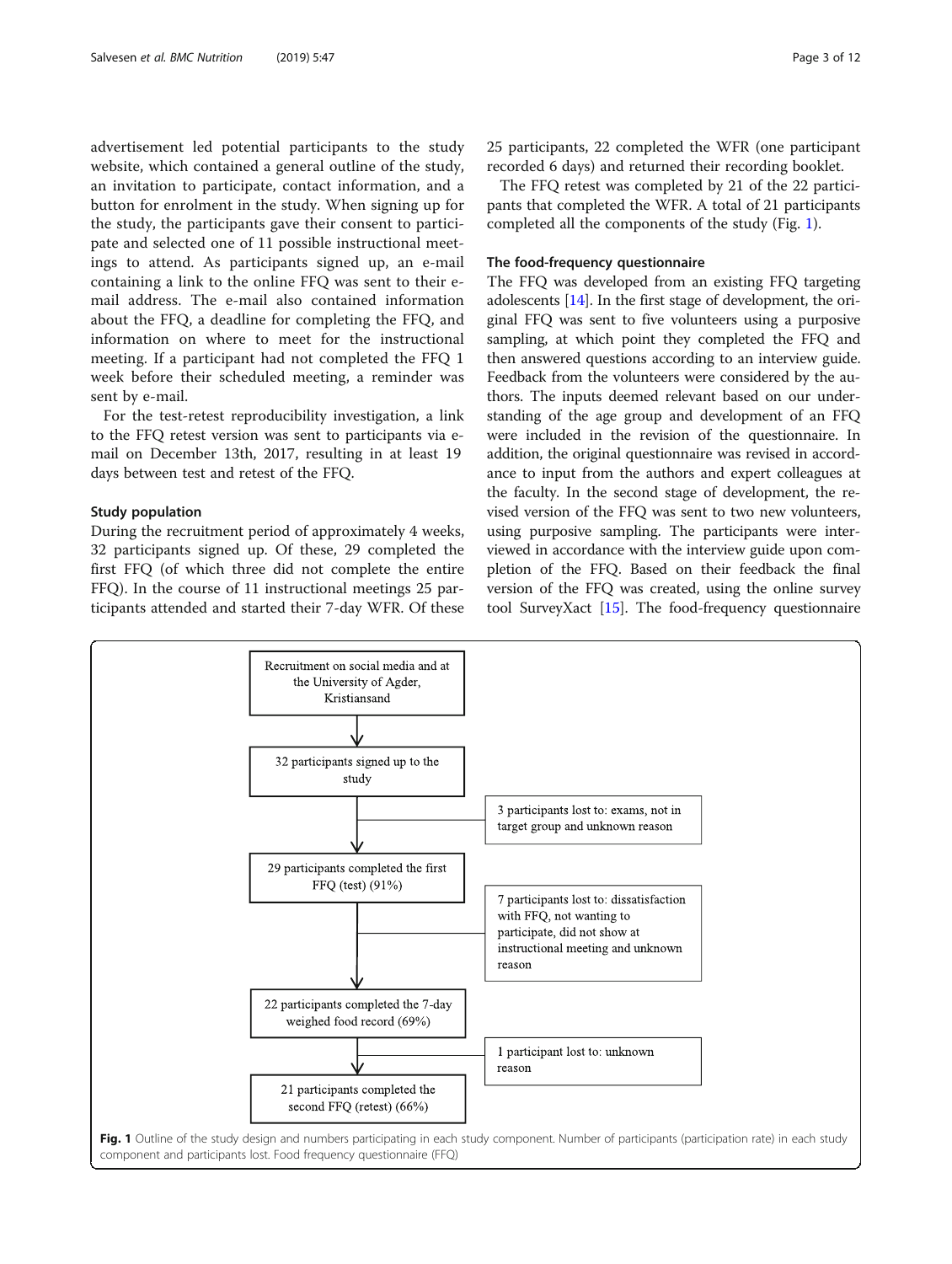advertisement led potential participants to the study website, which contained a general outline of the study, an invitation to participate, contact information, and a button for enrolment in the study. When signing up for the study, the participants gave their consent to participate and selected one of 11 possible instructional meetings to attend. As participants signed up, an e-mail containing a link to the online FFQ was sent to their e-mail address. The e-mail also contained information about the FFQ, a deadline for completing the FFQ, and information on where to meet for the instructional meeting. If a participant had not completed the FFQ 1 week before their scheduled meeting, a reminder was sent by e-mail.

For the test-retest reproducibility investigation, a link to the FFQ retest version was sent to participants via e-mail on December 13th, 2017, resulting in at least 19 days between test and retest of the FFQ.

### Study population

During the recruitment period of approximately 4 weeks, 32 participants signed up. Of these, 29 completed the first FFQ (of which three did not complete the entire FFQ). In the course of 11 instructional meetings 25 participants attended and started their 7-day WFR. Of these 25 participants, 22 completed the WFR (one participant recorded 6 days) and returned their recording booklet.

The FFQ retest was completed by 21 of the 22 participants that completed the WFR. A total of 21 participants completed all the components of the study (Fig. 1).

### The food-frequency questionnaire

The FFQ was developed from an existing FFQ targeting adolescents [14]. In the first stage of development, the original FFQ was sent to five volunteers using a purposive sampling, at which point they completed the FFQ and then answered questions according to an interview guide. Feedback from the volunteers were considered by the authors. The inputs deemed relevant based on our understanding of the age group and development of an FFQ were included in the revision of the questionnaire. In addition, the original questionnaire was revised in accordance to input from the authors and expert colleagues at the faculty. In the second stage of development, the revised version of the FFQ was sent to two new volunteers, using purposive sampling. The participants were interviewed in accordance with the interview guide upon completion of the FFQ. Based on their feedback the final version of the FFQ was created, using the online survey tool SurveyXact [15]. The food-frequency questionnaire

Recruitment on social media and at the University of Agder, Kristiansand

↓

32 participants signed up to the study

→ 3 participants lost to: exams, not in target group and unknown reason

↓

29 participants completed the first FFQ (test) (91%)

→ 7 participants lost to: dissatisfaction with FFQ, not wanting to participate, did not show at instructional meeting and unknown reason

↓

22 participants completed the 7-day weighed food record (69%)

→ 1 participant lost to: unknown reason

↓

21 participants completed the second FFQ (retest) (66%)

**Fig. 1** Outline of the study design and numbers participating in each study component. Number of participants (participation rate) in each study component and participants lost. Food frequency questionnaire (FFQ)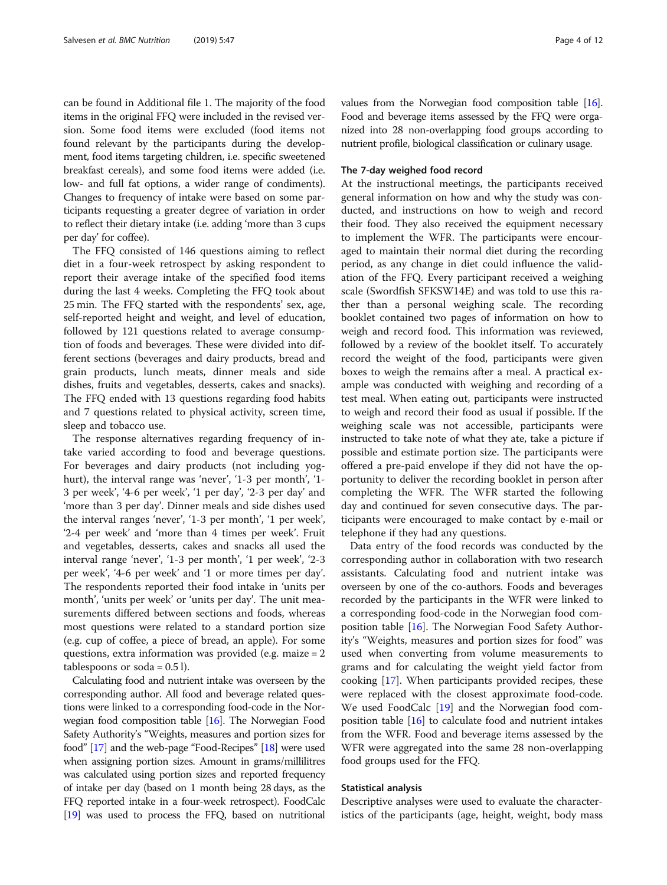can be found in Additional file 1. The majority of the food items in the original FFQ were included in the revised version. Some food items were excluded (food items not found relevant by the participants during the development, food items targeting children, i.e. specific sweetened breakfast cereals), and some food items were added (i.e. low- and full fat options, a wider range of condiments). Changes to frequency of intake were based on some participants requesting a greater degree of variation in order to reflect their dietary intake (i.e. adding 'more than 3 cups per day' for coffee).

The FFQ consisted of 146 questions aiming to reflect diet in a four-week retrospect by asking respondent to report their average intake of the specified food items during the last 4 weeks. Completing the FFQ took about 25 min. The FFQ started with the respondents' sex, age, self-reported height and weight, and level of education, followed by 121 questions related to average consumption of foods and beverages. These were divided into different sections (beverages and dairy products, bread and grain products, lunch meats, dinner meals and side dishes, fruits and vegetables, desserts, cakes and snacks). The FFQ ended with 13 questions regarding food habits and 7 questions related to physical activity, screen time, sleep and tobacco use.

The response alternatives regarding frequency of intake varied according to food and beverage questions. For beverages and dairy products (not including yoghurt), the interval range was 'never', '1-3 per month', '1-3 per week', '4-6 per week', '1 per day', '2-3 per day' and 'more than 3 per day'. Dinner meals and side dishes used the interval ranges 'never', '1-3 per month', '1 per week', '2-4 per week' and 'more than 4 times per week'. Fruit and vegetables, desserts, cakes and snacks all used the interval range 'never', '1-3 per month', '1 per week', '2-3 per week', '4-6 per week' and '1 or more times per day'. The respondents reported their food intake in 'units per month', 'units per week' or 'units per day'. The unit measurements differed between sections and foods, whereas most questions were related to a standard portion size (e.g. cup of coffee, a piece of bread, an apple). For some questions, extra information was provided (e.g. maize = 2 tablespoons or soda = 0.5 l).

Calculating food and nutrient intake was overseen by the corresponding author. All food and beverage related questions were linked to a corresponding food-code in the Norwegian food composition table [16]. The Norwegian Food Safety Authority's "Weights, measures and portion sizes for food" [17] and the web-page "Food-Recipes" [18] were used when assigning portion sizes. Amount in grams/millilitres was calculated using portion sizes and reported frequency of intake per day (based on 1 month being 28 days, as the FFQ reported intake in a four-week retrospect). FoodCalc [19] was used to process the FFQ, based on nutritional values from the Norwegian food composition table [16]. Food and beverage items assessed by the FFQ were organized into 28 non-overlapping food groups according to nutrient profile, biological classification or culinary usage.

### The 7-day weighed food record

At the instructional meetings, the participants received general information on how and why the study was conducted, and instructions on how to weigh and record their food. They also received the equipment necessary to implement the WFR. The participants were encouraged to maintain their normal diet during the recording period, as any change in diet could influence the validation of the FFQ. Every participant received a weighing scale (Swordfish SFKSW14E) and was told to use this rather than a personal weighing scale. The recording booklet contained two pages of information on how to weigh and record food. This information was reviewed, followed by a review of the booklet itself. To accurately record the weight of the food, participants were given boxes to weigh the remains after a meal. A practical example was conducted with weighing and recording of a test meal. When eating out, participants were instructed to weigh and record their food as usual if possible. If the weighing scale was not accessible, participants were instructed to take note of what they ate, take a picture if possible and estimate portion size. The participants were offered a pre-paid envelope if they did not have the opportunity to deliver the recording booklet in person after completing the WFR. The WFR started the following day and continued for seven consecutive days. The participants were encouraged to make contact by e-mail or telephone if they had any questions.

Data entry of the food records was conducted by the corresponding author in collaboration with two research assistants. Calculating food and nutrient intake was overseen by one of the co-authors. Foods and beverages recorded by the participants in the WFR were linked to a corresponding food-code in the Norwegian food composition table [16]. The Norwegian Food Safety Authority's "Weights, measures and portion sizes for food" was used when converting from volume measurements to grams and for calculating the weight yield factor from cooking [17]. When participants provided recipes, these were replaced with the closest approximate food-code. We used FoodCalc [19] and the Norwegian food composition table [16] to calculate food and nutrient intakes from the WFR. Food and beverage items assessed by the WFR were aggregated into the same 28 non-overlapping food groups used for the FFQ.

### Statistical analysis

Descriptive analyses were used to evaluate the characteristics of the participants (age, height, weight, body mass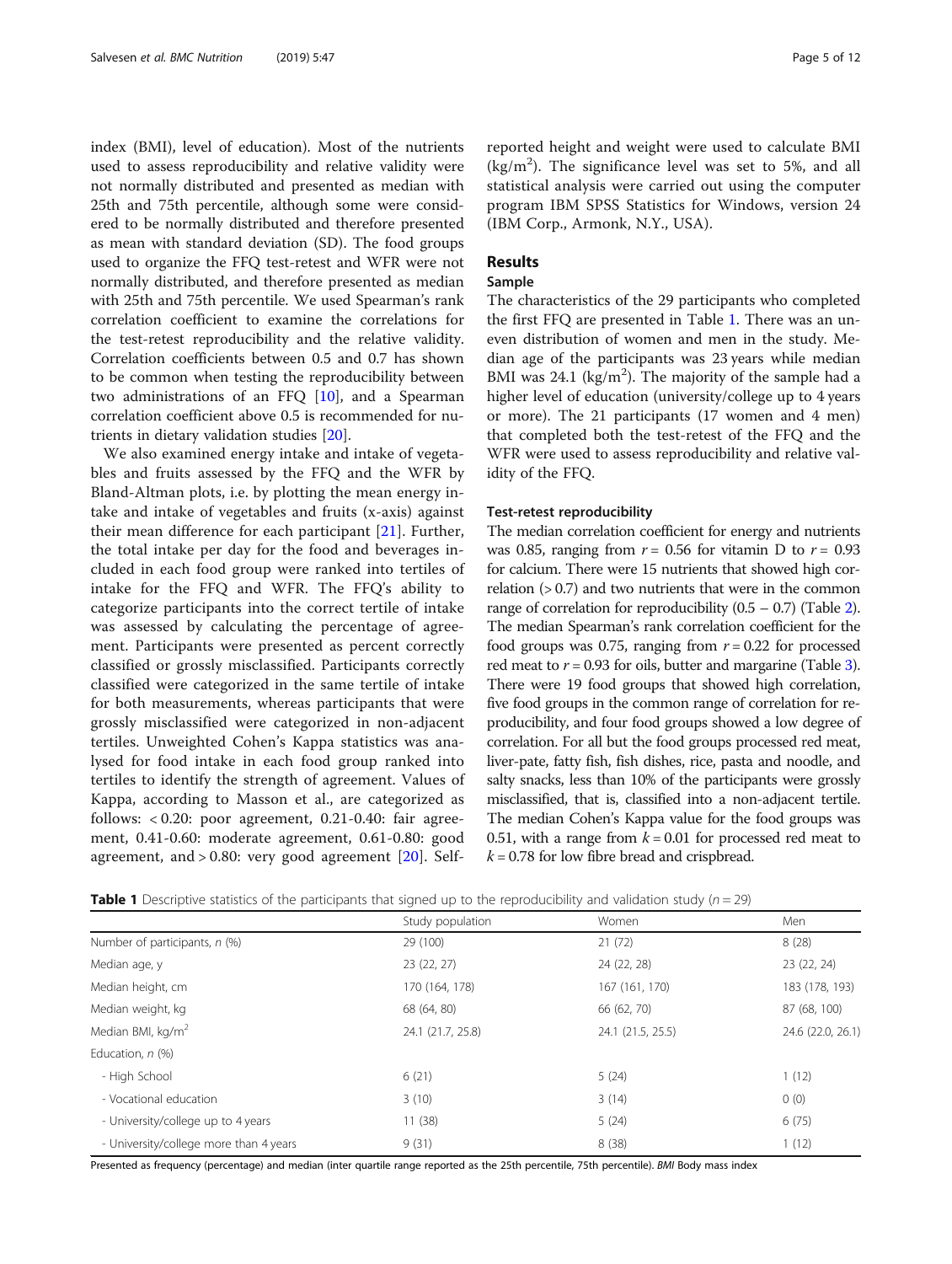index (BMI), level of education). Most of the nutrients used to assess reproducibility and relative validity were not normally distributed and presented as median with 25th and 75th percentile, although some were considered to be normally distributed and therefore presented as mean with standard deviation (SD). The food groups used to organize the FFQ test-retest and WFR were not normally distributed, and therefore presented as median with 25th and 75th percentile. We used Spearman's rank correlation coefficient to examine the correlations for the test-retest reproducibility and the relative validity. Correlation coefficients between 0.5 and 0.7 has shown to be common when testing the reproducibility between two administrations of an FFQ [10], and a Spearman correlation coefficient above 0.5 is recommended for nutrients in dietary validation studies [20].

We also examined energy intake and intake of vegetables and fruits assessed by the FFQ and the WFR by Bland-Altman plots, i.e. by plotting the mean energy intake and intake of vegetables and fruits (x-axis) against their mean difference for each participant [21]. Further, the total intake per day for the food and beverages included in each food group were ranked into tertiles of intake for the FFQ and WFR. The FFQ's ability to categorize participants into the correct tertile of intake was assessed by calculating the percentage of agreement. Participants were presented as percent correctly classified or grossly misclassified. Participants correctly classified were categorized in the same tertile of intake for both measurements, whereas participants that were grossly misclassified were categorized in non-adjacent tertiles. Unweighted Cohen's Kappa statistics was analysed for food intake in each food group ranked into tertiles to identify the strength of agreement. Values of Kappa, according to Masson et al., are categorized as follows: < 0.20: poor agreement, 0.21-0.40: fair agreement, 0.41-0.60: moderate agreement, 0.61-0.80: good agreement, and > 0.80: very good agreement [20]. Self-reported height and weight were used to calculate BMI ($kg/m^2$). The significance level was set to 5%, and all statistical analysis were carried out using the computer program IBM SPSS Statistics for Windows, version 24 (IBM Corp., Armonk, N.Y., USA).

## Results

### Sample

The characteristics of the 29 participants who completed the first FFQ are presented in Table 1. There was an uneven distribution of women and men in the study. Median age of the participants was 23 years while median BMI was 24.1 ($kg/m^2$). The majority of the sample had a higher level of education (university/college up to 4 years or more). The 21 participants (17 women and 4 men) that completed both the test-retest of the FFQ and the WFR were used to assess reproducibility and relative validity of the FFQ.

### Test-retest reproducibility

The median correlation coefficient for energy and nutrients was 0.85, ranging from $r = 0.56$ for vitamin D to $r = 0.93$ for calcium. There were 15 nutrients that showed high correlation (> 0.7) and two nutrients that were in the common range of correlation for reproducibility (0.5 – 0.7) (Table 2). The median Spearman's rank correlation coefficient for the food groups was 0.75, ranging from $r = 0.22$ for processed red meat to $r = 0.93$ for oils, butter and margarine (Table 3). There were 19 food groups that showed high correlation, five food groups in the common range of correlation for reproducibility, and four food groups showed a low degree of correlation. For all but the food groups processed red meat, liver-pate, fatty fish, fish dishes, rice, pasta and noodle, and salty snacks, less than 10% of the participants were grossly misclassified, that is, classified into a non-adjacent tertile. The median Cohen's Kappa value for the food groups was 0.51, with a range from $k = 0.01$ for processed red meat to $k = 0.78$ for low fibre bread and crispbread.

**Table 1** Descriptive statistics of the participants that signed up to the reproducibility and validation study ($n = 29$)

| | Study population | Women | Men |
|---|---|---|---|
| Number of participants, *n* (%) | 29 (100) | 21 (72) | 8 (28) |
| Median age, y | 23 (22, 27) | 24 (22, 28) | 23 (22, 24) |
| Median height, cm | 170 (164, 178) | 167 (161, 170) | 183 (178, 193) |
| Median weight, kg | 68 (64, 80) | 66 (62, 70) | 87 (68, 100) |
| Median BMI, $kg/m^2$ | 24.1 (21.7, 25.8) | 24.1 (21.5, 25.5) | 24.6 (22.0, 26.1) |
| Education, *n* (%) | | | |
| - High School | 6 (21) | 5 (24) | 1 (12) |
| - Vocational education | 3 (10) | 3 (14) | 0 (0) |
| - University/college up to 4 years | 11 (38) | 5 (24) | 6 (75) |
| - University/college more than 4 years | 9 (31) | 8 (38) | 1 (12) |

Presented as frequency (percentage) and median (inter quartile range reported as the 25th percentile, 75th percentile). *BMI* Body mass index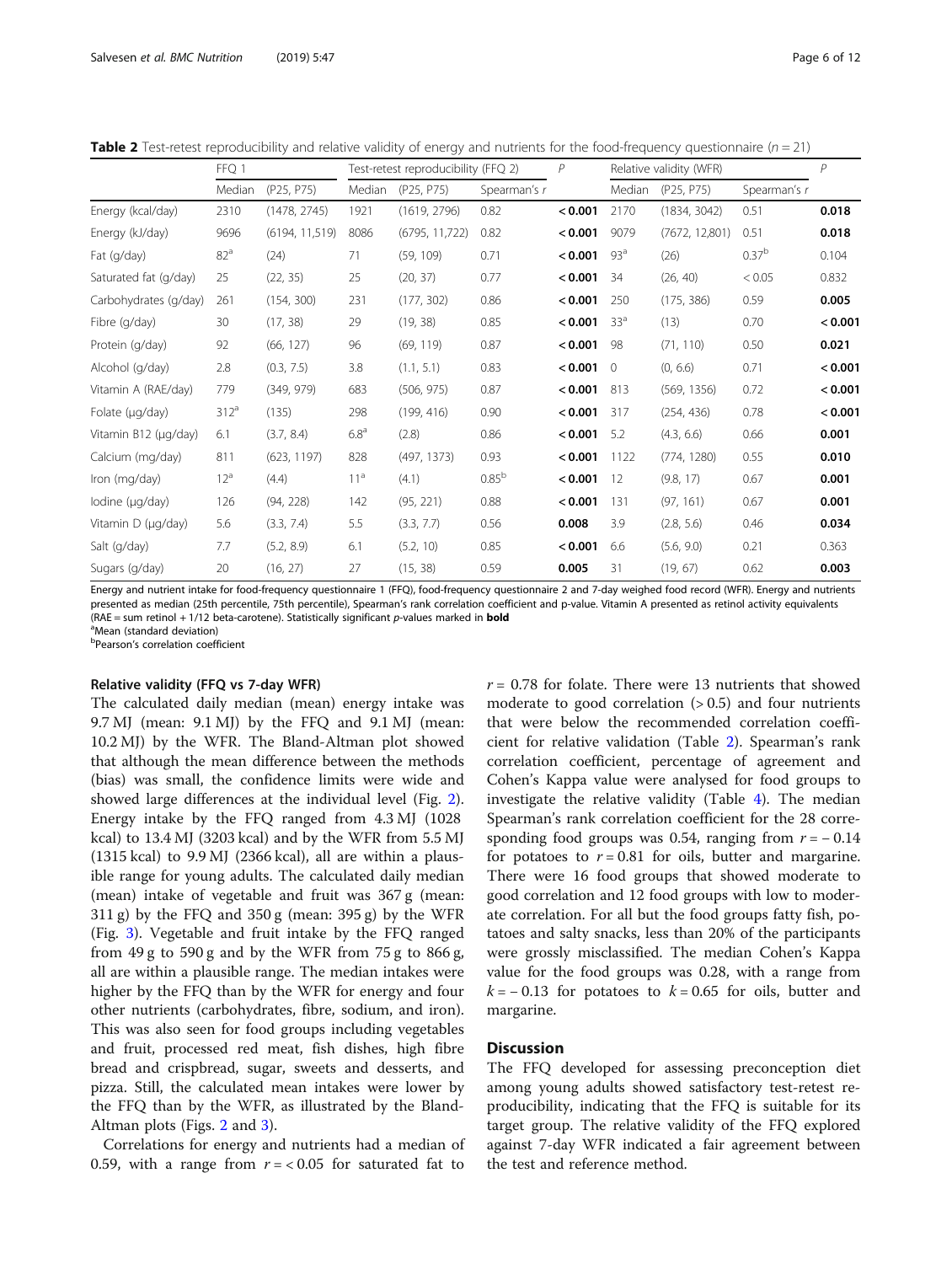**Table 2** Test-retest reproducibility and relative validity of energy and nutrients for the food-frequency questionnaire ($n = 21$)

| | FFQ 1 | | Test-retest reproducibility (FFQ 2) | | | $P$ | Relative validity (WFR) | | | $P$ |
|---|---|---|---|---|---|---|---|---|---|---|
| | Median | (P25, P75) | Median | (P25, P75) | Spearman's $r$ | | Median | (P25, P75) | Spearman's $r$ | |
| Energy (kcal/day) | 2310 | (1478, 2745) | 1921 | (1619, 2796) | 0.82 | **< 0.001** | 2170 | (1834, 3042) | 0.51 | **0.018** |
| Energy (kJ/day) | 9696 | (6194, 11,519) | 8086 | (6795, 11,722) | 0.82 | **< 0.001** | 9079 | (7672, 12,801) | 0.51 | **0.018** |
| Fat (g/day) | 82[a] | (24) | 71 | (59, 109) | 0.71 | **< 0.001** | 93[a] | (26) | 0.37[b] | 0.104 |
| Saturated fat (g/day) | 25 | (22, 35) | 25 | (20, 37) | 0.77 | **< 0.001** | 34 | (26, 40) | < 0.05 | 0.832 |
| Carbohydrates (g/day) | 261 | (154, 300) | 231 | (177, 302) | 0.86 | **< 0.001** | 250 | (175, 386) | 0.59 | **0.005** |
| Fibre (g/day) | 30 | (17, 38) | 29 | (19, 38) | 0.85 | **< 0.001** | 33[a] | (13) | 0.70 | **< 0.001** |
| Protein (g/day) | 92 | (66, 127) | 96 | (69, 119) | 0.87 | **< 0.001** | 98 | (71, 110) | 0.50 | **0.021** |
| Alcohol (g/day) | 2.8 | (0.3, 7.5) | 3.8 | (1.1, 5.1) | 0.83 | **< 0.001** | 0 | (0, 6.6) | 0.71 | **< 0.001** |
| Vitamin A (RAE/day) | 779 | (349, 979) | 683 | (506, 975) | 0.87 | **< 0.001** | 813 | (569, 1356) | 0.72 | **< 0.001** |
| Folate (µg/day) | 312[a] | (135) | 298 | (199, 416) | 0.90 | **< 0.001** | 317 | (254, 436) | 0.78 | **< 0.001** |
| Vitamin B12 (µg/day) | 6.1 | (3.7, 8.4) | 6.8[a] | (2.8) | 0.86 | **< 0.001** | 5.2 | (4.3, 6.6) | 0.66 | **0.001** |
| Calcium (mg/day) | 811 | (623, 1197) | 828 | (497, 1373) | 0.93 | **< 0.001** | 1122 | (774, 1280) | 0.55 | **0.010** |
| Iron (mg/day) | 12[a] | (4.4) | 11[a] | (4.1) | 0.85[b] | **< 0.001** | 12 | (9.8, 17) | 0.67 | **0.001** |
| Iodine (µg/day) | 126 | (94, 228) | 142 | (95, 221) | 0.88 | **< 0.001** | 131 | (97, 161) | 0.67 | **0.001** |
| Vitamin D (µg/day) | 5.6 | (3.3, 7.4) | 5.5 | (3.3, 7.7) | 0.56 | **0.008** | 3.9 | (2.8, 5.6) | 0.46 | **0.034** |
| Salt (g/day) | 7.7 | (5.2, 8.9) | 6.1 | (5.2, 10) | 0.85 | **< 0.001** | 6.6 | (5.6, 9.0) | 0.21 | 0.363 |
| Sugars (g/day) | 20 | (16, 27) | 27 | (15, 38) | 0.59 | **0.005** | 31 | (19, 67) | 0.62 | **0.003** |

Energy and nutrient intake for food-frequency questionnaire 1 (FFQ), food-frequency questionnaire 2 and 7-day weighed food record (WFR). Energy and nutrients presented as median (25th percentile, 75th percentile), Spearman's rank correlation coefficient and p-value. Vitamin A presented as retinol activity equivalents (RAE = sum retinol + 1/12 beta-carotene). Statistically significant $p$-values marked in **bold**

[a]Mean (standard deviation)

[b]Pearson's correlation coefficient

#### Relative validity (FFQ vs 7-day WFR)

The calculated daily median (mean) energy intake was 9.7 MJ (mean: 9.1 MJ) by the FFQ and 9.1 MJ (mean: 10.2 MJ) by the WFR. The Bland-Altman plot showed that although the mean difference between the methods (bias) was small, the confidence limits were wide and showed large differences at the individual level (Fig. 2). Energy intake by the FFQ ranged from 4.3 MJ (1028 kcal) to 13.4 MJ (3203 kcal) and by the WFR from 5.5 MJ (1315 kcal) to 9.9 MJ (2366 kcal), all are within a plausible range for young adults. The calculated daily median (mean) intake of vegetable and fruit was 367 g (mean: 311 g) by the FFQ and 350 g (mean: 395 g) by the WFR (Fig. 3). Vegetable and fruit intake by the FFQ ranged from 49 g to 590 g and by the WFR from 75 g to 866 g, all are within a plausible range. The median intakes were higher by the FFQ than by the WFR for energy and four other nutrients (carbohydrates, fibre, sodium, and iron). This was also seen for food groups including vegetables and fruit, processed red meat, fish dishes, high fibre bread and crispbread, sugar, sweets and desserts, and pizza. Still, the calculated mean intakes were lower by the FFQ than by the WFR, as illustrated by the Bland-Altman plots (Figs. 2 and 3).

Correlations for energy and nutrients had a median of 0.59, with a range from $r = < 0.05$ for saturated fat to $r = 0.78$ for folate. There were 13 nutrients that showed moderate to good correlation (> 0.5) and four nutrients that were below the recommended correlation coefficient for relative validation (Table 2). Spearman's rank correlation coefficient, percentage of agreement and Cohen's Kappa value were analysed for food groups to investigate the relative validity (Table 4). The median Spearman's rank correlation coefficient for the 28 corresponding food groups was 0.54, ranging from $r = -0.14$ for potatoes to $r = 0.81$ for oils, butter and margarine. There were 16 food groups that showed moderate to good correlation and 12 food groups with low to moderate correlation. For all but the food groups fatty fish, potatoes and salty snacks, less than 20% of the participants were grossly misclassified. The median Cohen's Kappa value for the food groups was 0.28, with a range from $k = -0.13$ for potatoes to $k = 0.65$ for oils, butter and margarine.

## Discussion

The FFQ developed for assessing preconception diet among young adults showed satisfactory test-retest reproducibility, indicating that the FFQ is suitable for its target group. The relative validity of the FFQ explored against 7-day WFR indicated a fair agreement between the test and reference method.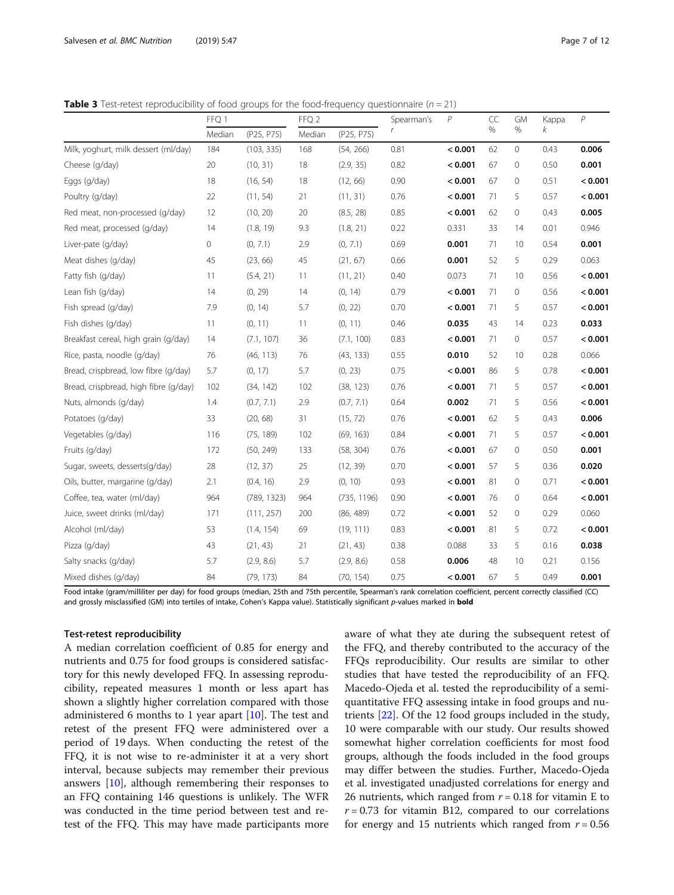**Table 3** Test-retest reproducibility of food groups for the food-frequency questionnaire ($n = 21$)

| | FFQ 1 | | FFQ 2 | | Spearman's | $P$ | CC | GM | Kappa | $P$ |
|---|---|---|---|---|---|---|---|---|---|---|
| | Median | (P25, P75) | Median | (P25, P75) | $r$ | | % | % | $k$ | |
| Milk, yoghurt, milk dessert (ml/day) | 184 | (103, 335) | 168 | (54, 266) | 0.81 | **< 0.001** | 62 | 0 | 0.43 | **0.006** |
| Cheese (g/day) | 20 | (10, 31) | 18 | (2.9, 35) | 0.82 | **< 0.001** | 67 | 0 | 0.50 | **0.001** |
| Eggs (g/day) | 18 | (16, 54) | 18 | (12, 66) | 0.90 | **< 0.001** | 67 | 0 | 0.51 | **< 0.001** |
| Poultry (g/day) | 22 | (11, 54) | 21 | (11, 31) | 0.76 | **< 0.001** | 71 | 5 | 0.57 | **< 0.001** |
| Red meat, non-processed (g/day) | 12 | (10, 20) | 20 | (8.5, 28) | 0.85 | **< 0.001** | 62 | 0 | 0.43 | **0.005** |
| Red meat, processed (g/day) | 14 | (1.8, 19) | 9.3 | (1.8, 21) | 0.22 | 0.331 | 33 | 14 | 0.01 | 0.946 |
| Liver-pate (g/day) | 0 | (0, 7.1) | 2.9 | (0, 7.1) | 0.69 | **0.001** | 71 | 10 | 0.54 | **0.001** |
| Meat dishes (g/day) | 45 | (23, 66) | 45 | (21, 67) | 0.66 | **0.001** | 52 | 5 | 0.29 | 0.063 |
| Fatty fish (g/day) | 11 | (5.4, 21) | 11 | (11, 21) | 0.40 | 0.073 | 71 | 10 | 0.56 | **< 0.001** |
| Lean fish (g/day) | 14 | (0, 29) | 14 | (0, 14) | 0.79 | **< 0.001** | 71 | 0 | 0.56 | **< 0.001** |
| Fish spread (g/day) | 7.9 | (0, 14) | 5.7 | (0, 22) | 0.70 | **< 0.001** | 71 | 5 | 0.57 | **< 0.001** |
| Fish dishes (g/day) | 11 | (0, 11) | 11 | (0, 11) | 0.46 | **0.035** | 43 | 14 | 0.23 | **0.033** |
| Breakfast cereal, high grain (g/day) | 14 | (7.1, 107) | 36 | (7.1, 100) | 0.83 | **< 0.001** | 71 | 0 | 0.57 | **< 0.001** |
| Rice, pasta, noodle (g/day) | 76 | (46, 113) | 76 | (43, 133) | 0.55 | **0.010** | 52 | 10 | 0.28 | 0.066 |
| Bread, crispbread, low fibre (g/day) | 5.7 | (0, 17) | 5.7 | (0, 23) | 0.75 | **< 0.001** | 86 | 5 | 0.78 | **< 0.001** |
| Bread, crispbread, high fibre (g/day) | 102 | (34, 142) | 102 | (38, 123) | 0.76 | **< 0.001** | 71 | 5 | 0.57 | **< 0.001** |
| Nuts, almonds (g/day) | 1.4 | (0.7, 7.1) | 2.9 | (0.7, 7.1) | 0.64 | **0.002** | 71 | 5 | 0.56 | **< 0.001** |
| Potatoes (g/day) | 33 | (20, 68) | 31 | (15, 72) | 0.76 | **< 0.001** | 62 | 5 | 0.43 | **0.006** |
| Vegetables (g/day) | 116 | (75, 189) | 102 | (69, 163) | 0.84 | **< 0.001** | 71 | 5 | 0.57 | **< 0.001** |
| Fruits (g/day) | 172 | (50, 249) | 133 | (58, 304) | 0.76 | **< 0.001** | 67 | 0 | 0.50 | **0.001** |
| Sugar, sweets, desserts(g/day) | 28 | (12, 37) | 25 | (12, 39) | 0.70 | **< 0.001** | 57 | 5 | 0.36 | **0.020** |
| Oils, butter, margarine (g/day) | 2.1 | (0.4, 16) | 2.9 | (0, 10) | 0.93 | **< 0.001** | 81 | 0 | 0.71 | **< 0.001** |
| Coffee, tea, water (ml/day) | 964 | (789, 1323) | 964 | (735, 1196) | 0.90 | **< 0.001** | 76 | 0 | 0.64 | **< 0.001** |
| Juice, sweet drinks (ml/day) | 171 | (111, 257) | 200 | (86, 489) | 0.72 | **< 0.001** | 52 | 0 | 0.29 | 0.060 |
| Alcohol (ml/day) | 53 | (1.4, 154) | 69 | (19, 111) | 0.83 | **< 0.001** | 81 | 5 | 0.72 | **< 0.001** |
| Pizza (g/day) | 43 | (21, 43) | 21 | (21, 43) | 0.38 | 0.088 | 33 | 5 | 0.16 | **0.038** |
| Salty snacks (g/day) | 5.7 | (2.9, 8.6) | 5.7 | (2.9, 8.6) | 0.58 | **0.006** | 48 | 10 | 0.21 | 0.156 |
| Mixed dishes (g/day) | 84 | (79, 173) | 84 | (70, 154) | 0.75 | **< 0.001** | 67 | 5 | 0.49 | **0.001** |

Food intake (gram/milliliter per day) for food groups (median, 25th and 75th percentile, Spearman's rank correlation coefficient, percent correctly classified (CC) and grossly misclassified (GM) into tertiles of intake, Cohen's Kappa value). Statistically significant $p$-values marked in **bold**

#### Test-retest reproducibility

A median correlation coefficient of 0.85 for energy and nutrients and 0.75 for food groups is considered satisfactory for this newly developed FFQ. In assessing reproducibility, repeated measures 1 month or less apart has shown a slightly higher correlation compared with those administered 6 months to 1 year apart [10]. The test and retest of the present FFQ were administered over a period of 19 days. When conducting the retest of the FFQ, it is not wise to re-administer it at a very short interval, because subjects may remember their previous answers [10], although remembering their responses to an FFQ containing 146 questions is unlikely. The WFR was conducted in the time period between test and retest of the FFQ. This may have made participants more aware of what they ate during the subsequent retest of the FFQ, and thereby contributed to the accuracy of the FFQs reproducibility. Our results are similar to other studies that have tested the reproducibility of an FFQ. Macedo-Ojeda et al. tested the reproducibility of a semi-quantitative FFQ assessing intake in food groups and nutrients [22]. Of the 12 food groups included in the study, 10 were comparable with our study. Our results showed somewhat higher correlation coefficients for most food groups, although the foods included in the food groups may differ between the studies. Further, Macedo-Ojeda et al. investigated unadjusted correlations for energy and 26 nutrients, which ranged from $r = 0.18$ for vitamin E to $r = 0.73$ for vitamin B12, compared to our correlations for energy and 15 nutrients which ranged from $r = 0.56$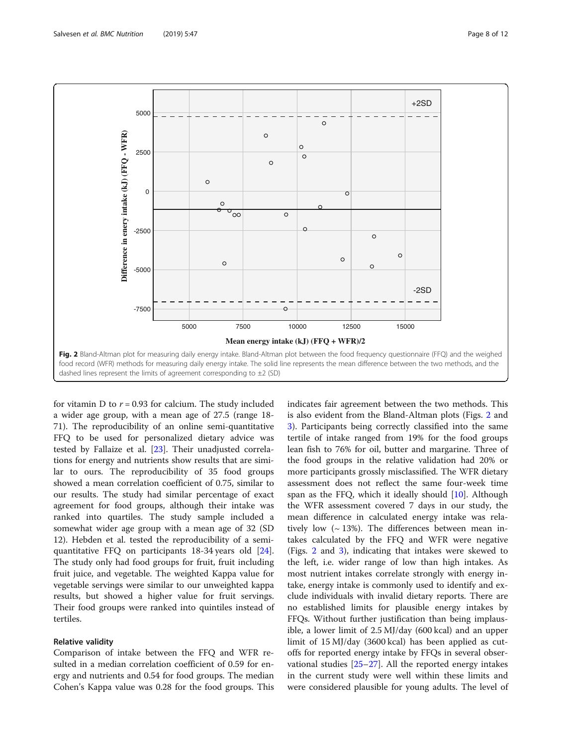Fig. 2 Bland-Altman plot for measuring daily energy intake. Bland-Altman plot between the food frequency questionnaire (FFQ) and the weighed food record (WFR) methods for measuring daily energy intake. The solid line represents the mean difference between the two methods, and the dashed lines represent the limits of agreement corresponding to ±2 (SD)

for vitamin D to $r = 0.93$ for calcium. The study included a wider age group, with a mean age of 27.5 (range 18-71). The reproducibility of an online semi-quantitative FFQ to be used for personalized dietary advice was tested by Fallaize et al. [23]. Their unadjusted correlations for energy and nutrients show results that are similar to ours. The reproducibility of 35 food groups showed a mean correlation coefficient of 0.75, similar to our results. The study had similar percentage of exact agreement for food groups, although their intake was ranked into quartiles. The study sample included a somewhat wider age group with a mean age of 32 (SD 12). Hebden et al. tested the reproducibility of a semi-quantitative FFQ on participants 18-34 years old [24]. The study only had food groups for fruit, fruit including fruit juice, and vegetable. The weighted Kappa value for vegetable servings were similar to our unweighted kappa results, but showed a higher value for fruit servings. Their food groups were ranked into quintiles instead of tertiles.

#### Relative validity

Comparison of intake between the FFQ and WFR resulted in a median correlation coefficient of 0.59 for energy and nutrients and 0.54 for food groups. The median Cohen's Kappa value was 0.28 for the food groups. This indicates fair agreement between the two methods. This is also evident from the Bland-Altman plots (Figs. 2 and 3). Participants being correctly classified into the same tertile of intake ranged from 19% for the food groups lean fish to 76% for oil, butter and margarine. Three of the food groups in the relative validation had 20% or more participants grossly misclassified. The WFR dietary assessment does not reflect the same four-week time span as the FFQ, which it ideally should [10]. Although the WFR assessment covered 7 days in our study, the mean difference in calculated energy intake was relatively low (~ 13%). The differences between mean intakes calculated by the FFQ and WFR were negative (Figs. 2 and 3), indicating that intakes were skewed to the left, i.e. wider range of low than high intakes. As most nutrient intakes correlate strongly with energy intake, energy intake is commonly used to identify and exclude individuals with invalid dietary reports. There are no established limits for plausible energy intakes by FFQs. Without further justification than being implausible, a lower limit of 2.5 MJ/day (600 kcal) and an upper limit of 15 MJ/day (3600 kcal) has been applied as cut-offs for reported energy intake by FFQs in several observational studies [25–27]. All the reported energy intakes in the current study were well within these limits and were considered plausible for young adults. The level of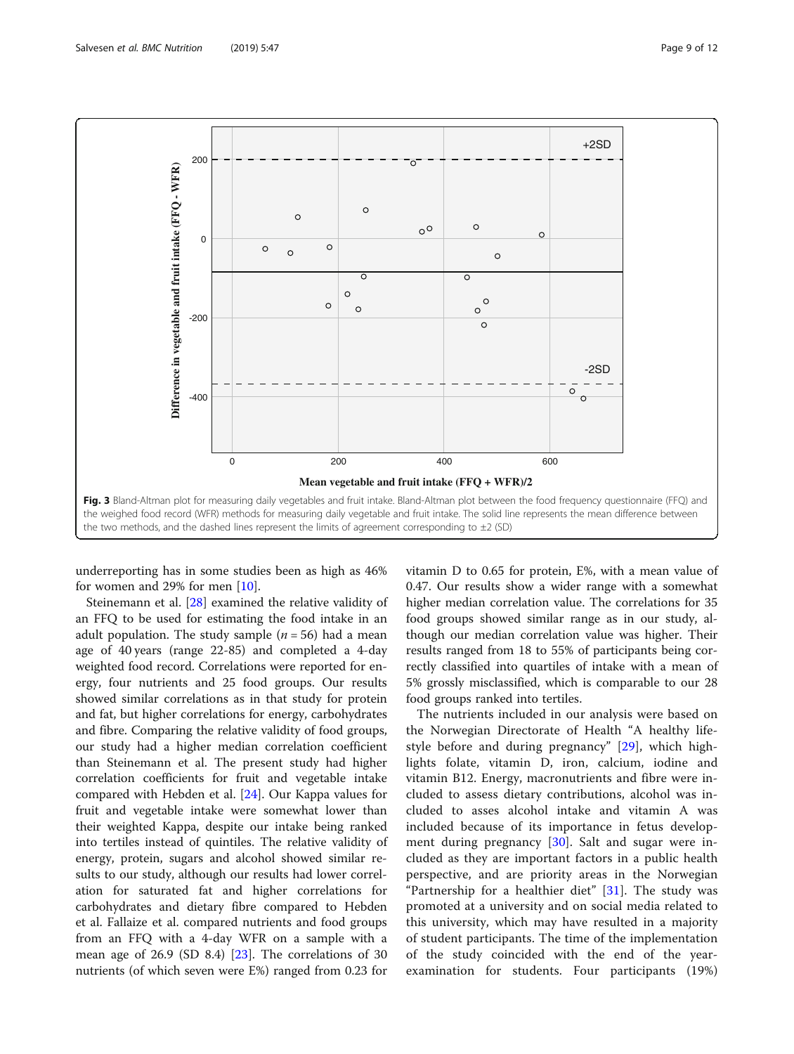Fig. 3 Bland-Altman plot for measuring daily vegetables and fruit intake. Bland-Altman plot between the food frequency questionnaire (FFQ) and the weighed food record (WFR) methods for measuring daily vegetable and fruit intake. The solid line represents the mean difference between the two methods, and the dashed lines represent the limits of agreement corresponding to ±2 (SD)

underreporting has in some studies been as high as 46% for women and 29% for men [10].

Steinemann et al. [28] examined the relative validity of an FFQ to be used for estimating the food intake in an adult population. The study sample ($n = 56$) had a mean age of 40 years (range 22-85) and completed a 4-day weighted food record. Correlations were reported for energy, four nutrients and 25 food groups. Our results showed similar correlations as in that study for protein and fat, but higher correlations for energy, carbohydrates and fibre. Comparing the relative validity of food groups, our study had a higher median correlation coefficient than Steinemann et al. The present study had higher correlation coefficients for fruit and vegetable intake compared with Hebden et al. [24]. Our Kappa values for fruit and vegetable intake were somewhat lower than their weighted Kappa, despite our intake being ranked into tertiles instead of quintiles. The relative validity of energy, protein, sugars and alcohol showed similar results to our study, although our results had lower correlation for saturated fat and higher correlations for carbohydrates and dietary fibre compared to Hebden et al. Fallaize et al. compared nutrients and food groups from an FFQ with a 4-day WFR on a sample with a mean age of 26.9 (SD 8.4) [23]. The correlations of 30 nutrients (of which seven were E%) ranged from 0.23 for vitamin D to 0.65 for protein, E%, with a mean value of 0.47. Our results show a wider range with a somewhat higher median correlation value. The correlations for 35 food groups showed similar range as in our study, although our median correlation value was higher. Their results ranged from 18 to 55% of participants being correctly classified into quartiles of intake with a mean of 5% grossly misclassified, which is comparable to our 28 food groups ranked into tertiles.

The nutrients included in our analysis were based on the Norwegian Directorate of Health "A healthy lifestyle before and during pregnancy" [29], which highlights folate, vitamin D, iron, calcium, iodine and vitamin B12. Energy, macronutrients and fibre were included to assess dietary contributions, alcohol was included to asses alcohol intake and vitamin A was included because of its importance in fetus development during pregnancy [30]. Salt and sugar were included as they are important factors in a public health perspective, and are priority areas in the Norwegian "Partnership for a healthier diet" [31]. The study was promoted at a university and on social media related to this university, which may have resulted in a majority of student participants. The time of the implementation of the study coincided with the end of the year-examination for students. Four participants (19%)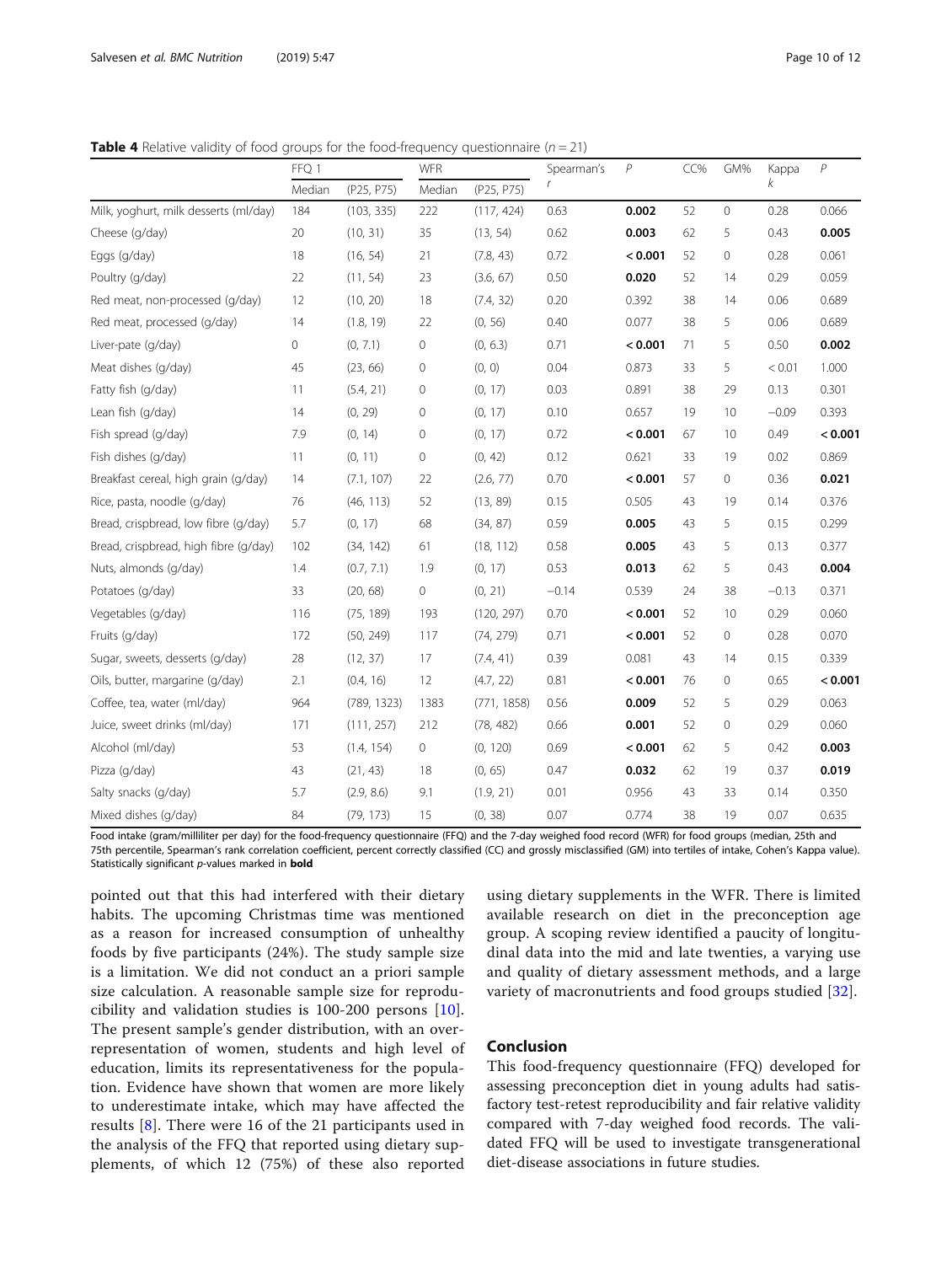**Table 4** Relative validity of food groups for the food-frequency questionnaire ($n = 21$)

| | FFQ 1 | | WFR | | Spearman's $r$ | $P$ | CC% | GM% | Kappa $k$ | $P$ |
|---|---|---|---|---|---|---|---|---|---|---|
| | Median | (P25, P75) | Median | (P25, P75) | | | | | | |
| Milk, yoghurt, milk desserts (ml/day) | 184 | (103, 335) | 222 | (117, 424) | 0.63 | **0.002** | 52 | 0 | 0.28 | 0.066 |
| Cheese (g/day) | 20 | (10, 31) | 35 | (13, 54) | 0.62 | **0.003** | 62 | 5 | 0.43 | **0.005** |
| Eggs (g/day) | 18 | (16, 54) | 21 | (7.8, 43) | 0.72 | **< 0.001** | 52 | 0 | 0.28 | 0.061 |
| Poultry (g/day) | 22 | (11, 54) | 23 | (3.6, 67) | 0.50 | **0.020** | 52 | 14 | 0.29 | 0.059 |
| Red meat, non-processed (g/day) | 12 | (10, 20) | 18 | (7.4, 32) | 0.20 | 0.392 | 38 | 14 | 0.06 | 0.689 |
| Red meat, processed (g/day) | 14 | (1.8, 19) | 22 | (0, 56) | 0.40 | 0.077 | 38 | 5 | 0.06 | 0.689 |
| Liver-pate (g/day) | 0 | (0, 7.1) | 0 | (0, 6.3) | 0.71 | **< 0.001** | 71 | 5 | 0.50 | **0.002** |
| Meat dishes (g/day) | 45 | (23, 66) | 0 | (0, 0) | 0.04 | 0.873 | 33 | 5 | < 0.01 | 1.000 |
| Fatty fish (g/day) | 11 | (5.4, 21) | 0 | (0, 17) | 0.03 | 0.891 | 38 | 29 | 0.13 | 0.301 |
| Lean fish (g/day) | 14 | (0, 29) | 0 | (0, 17) | 0.10 | 0.657 | 19 | 10 | −0.09 | 0.393 |
| Fish spread (g/day) | 7.9 | (0, 14) | 0 | (0, 17) | 0.72 | **< 0.001** | 67 | 10 | 0.49 | **< 0.001** |
| Fish dishes (g/day) | 11 | (0, 11) | 0 | (0, 42) | 0.12 | 0.621 | 33 | 19 | 0.02 | 0.869 |
| Breakfast cereal, high grain (g/day) | 14 | (7.1, 107) | 22 | (2.6, 77) | 0.70 | **< 0.001** | 57 | 0 | 0.36 | **0.021** |
| Rice, pasta, noodle (g/day) | 76 | (46, 113) | 52 | (13, 89) | 0.15 | 0.505 | 43 | 19 | 0.14 | 0.376 |
| Bread, crispbread, low fibre (g/day) | 5.7 | (0, 17) | 68 | (34, 87) | 0.59 | **0.005** | 43 | 5 | 0.15 | 0.299 |
| Bread, crispbread, high fibre (g/day) | 102 | (34, 142) | 61 | (18, 112) | 0.58 | **0.005** | 43 | 5 | 0.13 | 0.377 |
| Nuts, almonds (g/day) | 1.4 | (0.7, 7.1) | 1.9 | (0, 17) | 0.53 | **0.013** | 62 | 5 | 0.43 | **0.004** |
| Potatoes (g/day) | 33 | (20, 68) | 0 | (0, 21) | −0.14 | 0.539 | 24 | 38 | −0.13 | 0.371 |
| Vegetables (g/day) | 116 | (75, 189) | 193 | (120, 297) | 0.70 | **< 0.001** | 52 | 10 | 0.29 | 0.060 |
| Fruits (g/day) | 172 | (50, 249) | 117 | (74, 279) | 0.71 | **< 0.001** | 52 | 0 | 0.28 | 0.070 |
| Sugar, sweets, desserts (g/day) | 28 | (12, 37) | 17 | (7.4, 41) | 0.39 | 0.081 | 43 | 14 | 0.15 | 0.339 |
| Oils, butter, margarine (g/day) | 2.1 | (0.4, 16) | 12 | (4.7, 22) | 0.81 | **< 0.001** | 76 | 0 | 0.65 | **< 0.001** |
| Coffee, tea, water (ml/day) | 964 | (789, 1323) | 1383 | (771, 1858) | 0.56 | **0.009** | 52 | 5 | 0.29 | 0.063 |
| Juice, sweet drinks (ml/day) | 171 | (111, 257) | 212 | (78, 482) | 0.66 | **0.001** | 52 | 0 | 0.29 | 0.060 |
| Alcohol (ml/day) | 53 | (1.4, 154) | 0 | (0, 120) | 0.69 | **< 0.001** | 62 | 5 | 0.42 | **0.003** |
| Pizza (g/day) | 43 | (21, 43) | 18 | (0, 65) | 0.47 | **0.032** | 62 | 19 | 0.37 | **0.019** |
| Salty snacks (g/day) | 5.7 | (2.9, 8.6) | 9.1 | (1.9, 21) | 0.01 | 0.956 | 43 | 33 | 0.14 | 0.350 |
| Mixed dishes (g/day) | 84 | (79, 173) | 15 | (0, 38) | 0.07 | 0.774 | 38 | 19 | 0.07 | 0.635 |

Food intake (gram/milliliter per day) for the food-frequency questionnaire (FFQ) and the 7-day weighed food record (WFR) for food groups (median, 25th and 75th percentile, Spearman's rank correlation coefficient, percent correctly classified (CC) and grossly misclassified (GM) into tertiles of intake, Cohen's Kappa value). Statistically significant *p*-values marked in **bold**

pointed out that this had interfered with their dietary habits. The upcoming Christmas time was mentioned as a reason for increased consumption of unhealthy foods by five participants (24%). The study sample size is a limitation. We did not conduct an a priori sample size calculation. A reasonable sample size for reproducibility and validation studies is 100-200 persons [10]. The present sample's gender distribution, with an overrepresentation of women, students and high level of education, limits its representativeness for the population. Evidence have shown that women are more likely to underestimate intake, which may have affected the results [8]. There were 16 of the 21 participants used in the analysis of the FFQ that reported using dietary supplements, of which 12 (75%) of these also reported using dietary supplements in the WFR. There is limited available research on diet in the preconception age group. A scoping review identified a paucity of longitudinal data into the mid and late twenties, a varying use and quality of dietary assessment methods, and a large variety of macronutrients and food groups studied [32].

## Conclusion

This food-frequency questionnaire (FFQ) developed for assessing preconception diet in young adults had satisfactory test-retest reproducibility and fair relative validity compared with 7-day weighed food records. The validated FFQ will be used to investigate transgenerational diet-disease associations in future studies.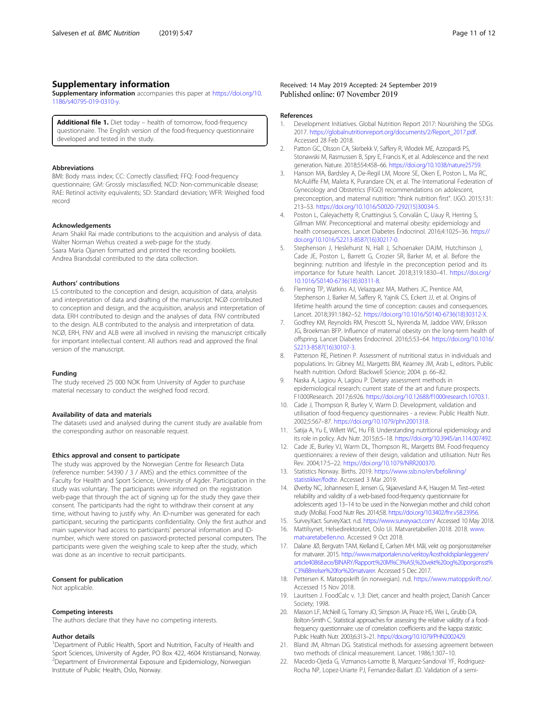## Supplementary information

**Supplementary information** accompanies this paper at https://doi.org/10.1186/s40795-019-0310-y.

**Additional file 1.** Diet today – health of tomorrow, food-frequency questionnaire. The English version of the food-frequency questionnaire developed and tested in the study.

### Abbreviations

BMI: Body mass index; CC: Correctly classified; FFQ: Food-frequency questionnaire; GM: Grossly misclassified; NCD: Non-communicable disease; RAE: Retinol activity equivalents; SD: Standard deviation; WFR: Weighed food record

### Acknowledgements

Anam Shakil Rai made contributions to the acquisition and analysis of data. Walter Norman Wehus created a web-page for the study. Saara Maria Ojanen formatted and printed the recording booklets. Andrea Brandsdal contributed to the data collection.

### Authors' contributions

LS contributed to the conception and design, acquisition of data, analysis and interpretation of data and drafting of the manuscript. NCØ contributed to conception and design, and the acquisition, analysis and interpretation of data. ERH contributed to design and the analyses of data. FNV contributed to the design. ALB contributed to the analysis and interpretation of data. NCØ, ERH, FNV and ALB were all involved in revising the manuscript critically for important intellectual content. All authors read and approved the final version of the manuscript.

### Funding

The study received 25 000 NOK from University of Agder to purchase material necessary to conduct the weighed food record.

### Availability of data and materials

The datasets used and analysed during the current study are available from the corresponding author on reasonable request.

### Ethics approval and consent to participate

The study was approved by the Norwegian Centre for Research Data (reference number: 54390 / 3 / AMS) and the ethics committee of the Faculty for Health and Sport Science, University of Agder. Participation in the study was voluntary. The participants were informed on the registration web-page that through the act of signing up for the study they gave their consent. The participants had the right to withdraw their consent at any time, without having to justify why. An ID-number was generated for each participant, securing the participants confidentiality. Only the first author and main supervisor had access to participants' personal information and ID-number, which were stored on password-protected personal computers. The participants were given the weighing scale to keep after the study, which was done as an incentive to recruit participants.

### Consent for publication

Not applicable.

### Competing interests

The authors declare that they have no competing interests.

### Author details

[1]Department of Public Health, Sport and Nutrition, Faculty of Health and Sport Sciences, University of Agder, PO Box 422, 4604 Kristiansand, Norway. [2]Department of Environmental Exposure and Epidemiology, Norwegian Institute of Public Health, Oslo, Norway.

Received: 14 May 2019 Accepted: 24 September 2019
Published online: 07 November 2019

### References

1. Development Initiatives. Global Nutrition Report 2017: Nourishing the SDGs. 2017. https://globalnutritionreport.org/documents/2/Report_2017.pdf. Accessed 28 Feb 2018.
2. Patton GC, Olsson CA, Skirbekk V, Saffery R, Wlodek ME, Azzopardi PS, Stonawski M, Rasmussen B, Spry E, Francis K, et al. Adolescence and the next generation. Nature. 2018;554:458–66. https://doi.org/10.1038/nature25759.
3. Hanson MA, Bardsley A, De-Regil LM, Moore SE, Oken E, Poston L, Ma RC, McAuliffe FM, Maleta K, Purandare CN, et al. The International Federation of Gynecology and Obstetrics (FIGO) recommendations on adolescent, preconception, and maternal nutrition: "think nutrition first". IJGO. 2015;131: 213–53. https://doi.org/10.1016/S0020-7292(15)30034-5.
4. Poston L, Caleyachetty R, Cnattingius S, Corvalán C, Uauy R, Herring S, Gillman MW. Preconceptional and maternal obesity: epidemiology and health consequences. Lancet Diabetes Endocrinol. 2016;4:1025–36. https://doi.org/10.1016/S2213-8587(16)30217-0.
5. Stephenson J, Heslehurst N, Hall J, Schoenaker DAJM, Hutchinson J, Cade JE, Poston L, Barrett G, Crozier SR, Barker M, et al. Before the beginning: nutrition and lifestyle in the preconception period and its importance for future health. Lancet. 2018;319:1830–41. https://doi.org/10.1016/S0140-6736(18)30311-8.
6. Fleming TP, Watkins AJ, Velazquez MA, Mathers JC, Prentice AM, Stephenson J, Barker M, Saffery R, Yajnik CS, Eckert JJ, et al. Origins of lifetime health around the time of conception: causes and consequences. Lancet. 2018;391:1842–52. https://doi.org/10.1016/S0140-6736(18)30312-X.
7. Godfrey KM, Reynolds RM, Prescott SL, Nyirenda M, Jaddoe VWV, Eriksson JG, Broekman BFP. Influence of maternal obesity on the long-term health of offspring. Lancet Diabetes Endocrinol. 2016;5:53–64. https://doi.org/10.1016/S2213-8587(16)30107-3.
8. Patterson RE, Pietinen P. Assessment of nutritional status in individuals and populations. In: Gibney MJ, Margetts BM, Kearney JM, Arab L, editors. Public health nutrition. Oxford: Blackwell Science; 2004. p. 66–82.
9. Naska A, Lagiou A, Lagiou P. Dietary assessment methods in epidemiological research: current state of the art and future prospects. F1000Research. 2017;6:926. https://doi.org/10.12688/f1000research.10703.1.
10. Cade J, Thompson R, Burley V, Warm D. Development, validation and utilisation of food-frequency questionnaires - a review. Public Health Nutr. 2002;5:567–87. https://doi.org/10.1079/phn2001318.
11. Satija A, Yu E, Willett WC, Hu FB. Understanding nutritional epidemiology and its role in policy. Adv Nutr. 2015;6:5–18. https://doi.org/10.3945/an.114.007492.
12. Cade JE, Burley VJ, Warm DL, Thompson RL, Margetts BM. Food-frequency questionnaires: a review of their design, validation and utilisation. Nutr Res Rev. 2004;17:5–22. https://doi.org/10.1079/NRR200370.
13. Statistics Norway. Births. 2019. https://www.ssb.no/en/befolkning/statistikker/fodte. Accessed 3 Mar 2019.
14. Øverby NC, Johannesen E, Jensen G, Skjaevesland A-K, Haugen M. Test–retest reliability and validity of a web-based food-frequency questionnaire for adolescents aged 13–14 to be used in the Norwegian mother and child cohort study (MoBa). Food Nutr Res. 2014;58. https://doi.org/10.3402/fnr.v58.23956.
15. SurveyXact. SurveyXact. n.d. https://www.surveyxact.com/ Accessed 10 May 2018.
16. Mattilsynet, Helsedirektoratet, Oslo Ui. Matvaretabellen 2018. 2018. www.matvaretabellen.no. Accessed 9 Oct 2018.
17. Dalane JØ, Bergvatn TAM, Kielland E, Carlsen MH. Mål, vekt og porsjonsstørrelser for matvarer. 2015. http://www.matportalen.no/verktoy/kostholdsplanleggeren/article40868.ece/BINARY/Rapport%20M%C3%A5l,%20vekt%20og%20porsjonsst%C3%B8rrelser%20for%20matvarer. Accessed 5 Dec 2017.
18. Pettersen K. Matoppskrift (in norwegian). n.d. https://www.matoppskrift.no/. Accessed 15 Nov 2018.
19. Lauritsen J. FoodCalc v. 1,3: Diet, cancer and health project, Danish Cancer Society; 1998.
20. Masson LF, McNeill G, Tomany JO, Simpson JA, Peace HS, Wei L, Grubb DA, Bolton-Smith C. Statistical approaches for assessing the relative validity of a food-frequency questionnaire: use of correlation coefficients and the kappa statistic. Public Health Nutr. 2003;6:313–21. https://doi.org/10.1079/PHN2002429.
21. Bland JM, Altman DG. Statistical methods for assessing agreement between two methods of clinical measurement. Lancet. 1986;1:307–10.
22. Macedo-Ojeda G, Vizmanos-Lamotte B, Marquez-Sandoval YF, Rodriguez-Rocha NP, Lopez-Uriarte PJ, Fernandez-Ballart JD. Validation of a semi-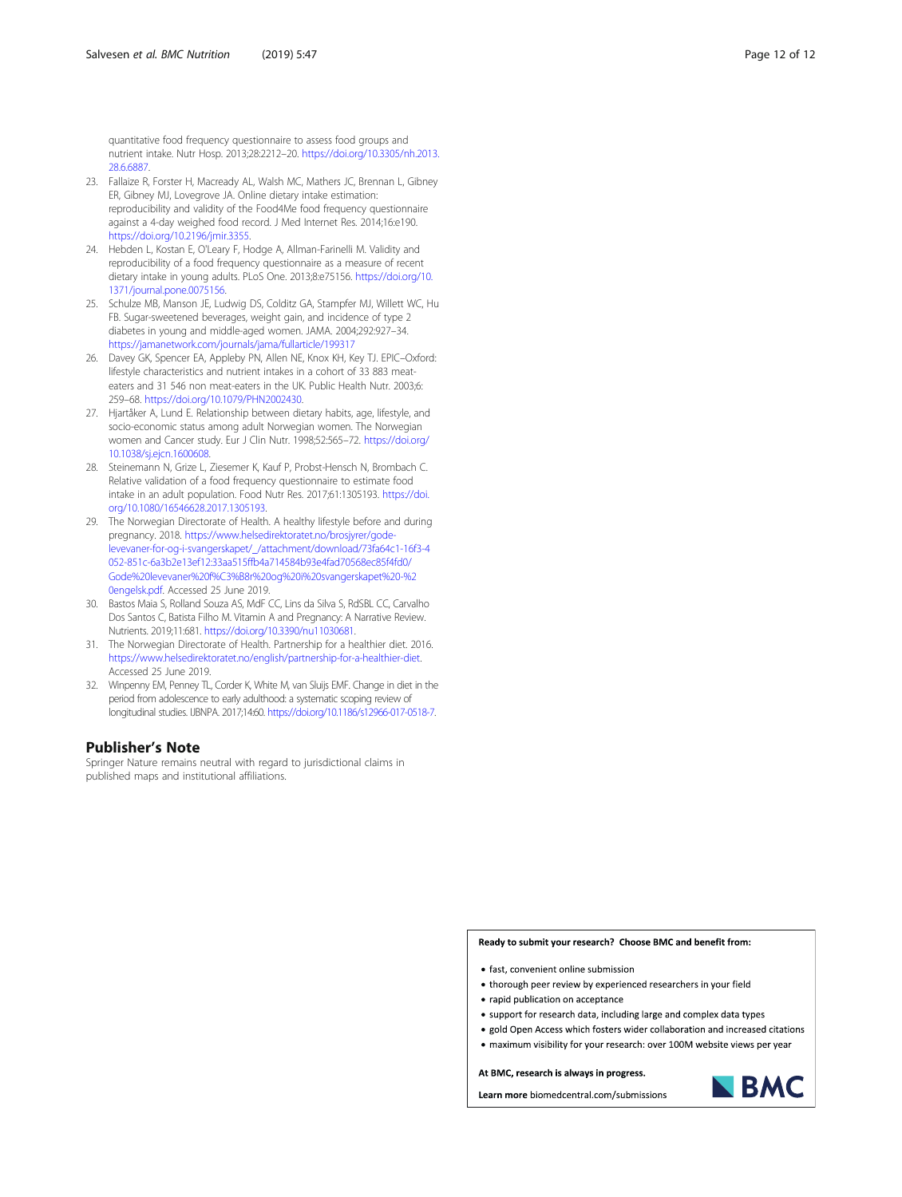quantitative food frequency questionnaire to assess food groups and nutrient intake. Nutr Hosp. 2013;28:2212–20. https://doi.org/10.3305/nh.2013.28.6.6887.

23. Fallaize R, Forster H, Macready AL, Walsh MC, Mathers JC, Brennan L, Gibney ER, Gibney MJ, Lovegrove JA. Online dietary intake estimation: reproducibility and validity of the Food4Me food frequency questionnaire against a 4-day weighed food record. J Med Internet Res. 2014;16:e190. https://doi.org/10.2196/jmir.3355.
24. Hebden L, Kostan E, O'Leary F, Hodge A, Allman-Farinelli M. Validity and reproducibility of a food frequency questionnaire as a measure of recent dietary intake in young adults. PLoS One. 2013;8:e75156. https://doi.org/10.1371/journal.pone.0075156.
25. Schulze MB, Manson JE, Ludwig DS, Colditz GA, Stampfer MJ, Willett WC, Hu FB. Sugar-sweetened beverages, weight gain, and incidence of type 2 diabetes in young and middle-aged women. JAMA. 2004;292:927–34. https://jamanetwork.com/journals/jama/fullarticle/199317
26. Davey GK, Spencer EA, Appleby PN, Allen NE, Knox KH, Key TJ. EPIC–Oxford: lifestyle characteristics and nutrient intakes in a cohort of 33 883 meat-eaters and 31 546 non meat-eaters in the UK. Public Health Nutr. 2003;6:259–68. https://doi.org/10.1079/PHN2002430.
27. Hjartåker A, Lund E. Relationship between dietary habits, age, lifestyle, and socio-economic status among adult Norwegian women. The Norwegian women and Cancer study. Eur J Clin Nutr. 1998;52:565–72. https://doi.org/10.1038/sj.ejcn.1600608.
28. Steinemann N, Grize L, Ziesemer K, Kauf P, Probst-Hensch N, Brombach C. Relative validation of a food frequency questionnaire to estimate food intake in an adult population. Food Nutr Res. 2017;61:1305193. https://doi.org/10.1080/16546628.2017.1305193.
29. The Norwegian Directorate of Health. A healthy lifestyle before and during pregnancy. 2018. https://www.helsedirektoratet.no/brosjyrer/gode-levevaner-for-og-i-svangerskapet/_/attachment/download/73fa64c1-16f3-4052-851c-6a3b2e13ef12:33aa515ffb4a714584b93e4fad70568ec85f4fd0/Gode%20levevaner%20f%C3%B8r%20og%20i%20svangerskapet%20-%20engelsk.pdf. Accessed 25 June 2019.
30. Bastos Maia S, Rolland Souza AS, MdF CC, Lins da Silva S, RdSBL CC, Carvalho Dos Santos C, Batista Filho M. Vitamin A and Pregnancy: A Narrative Review. Nutrients. 2019;11:681. https://doi.org/10.3390/nu11030681.
31. The Norwegian Directorate of Health. Partnership for a healthier diet. 2016. https://www.helsedirektoratet.no/english/partnership-for-a-healthier-diet. Accessed 25 June 2019.
32. Winpenny EM, Penney TL, Corder K, White M, van Sluijs EMF. Change in diet in the period from adolescence to early adulthood: a systematic scoping review of longitudinal studies. IJBNPA. 2017;14:60. https://doi.org/10.1186/s12966-017-0518-7.

## Publisher's Note

Springer Nature remains neutral with regard to jurisdictional claims in published maps and institutional affiliations.

**Ready to submit your research? Choose BMC and benefit from:**

- fast, convenient online submission
- thorough peer review by experienced researchers in your field
- rapid publication on acceptance
- support for research data, including large and complex data types
- gold Open Access which fosters wider collaboration and increased citations
- maximum visibility for your research: over 100M website views per year

**At BMC, research is always in progress.**

**Learn more** biomedcentral.com/submissions

BMC